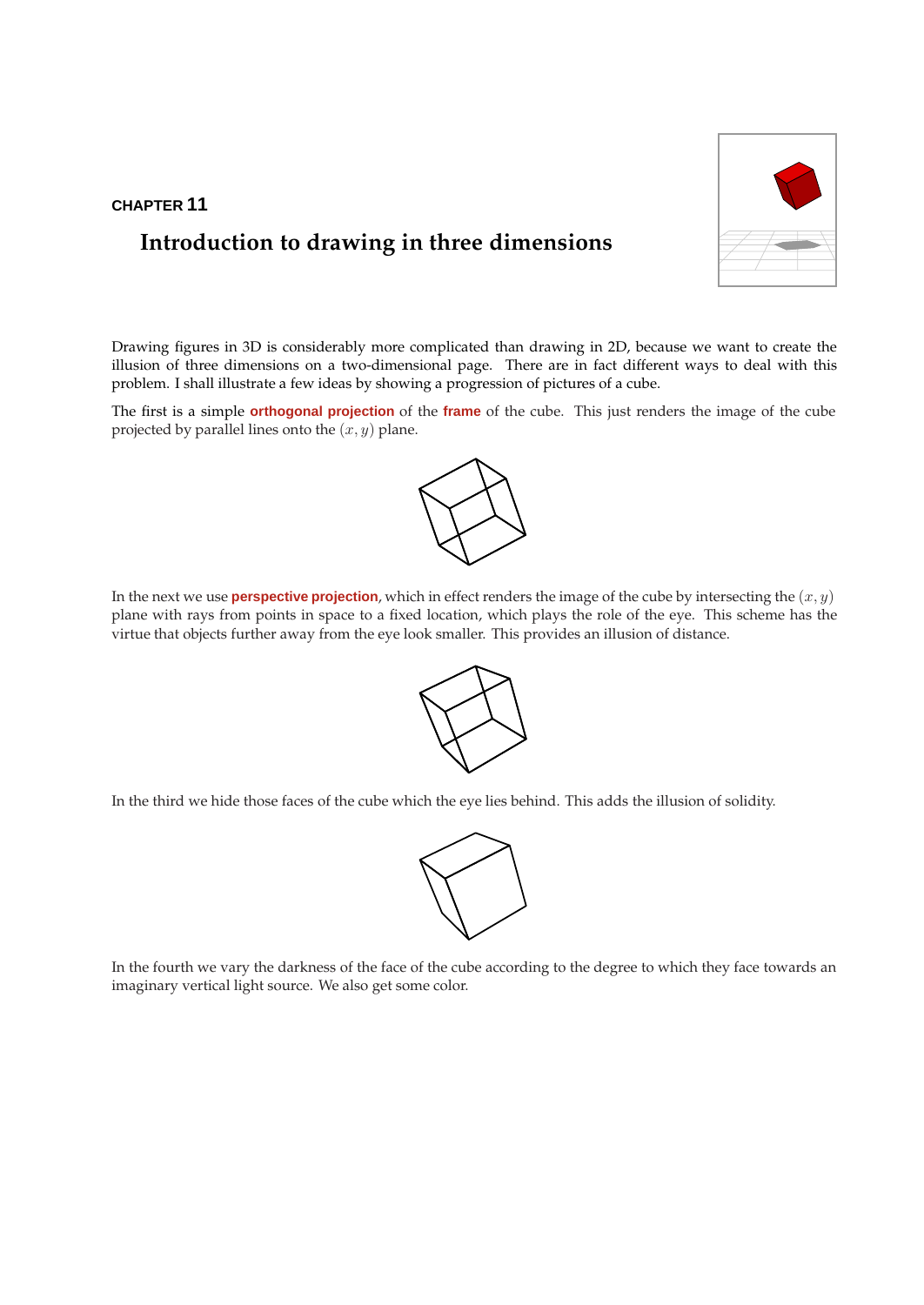CHAPTER 11

# Introduction to drawing in three dimensions

Drawing figures in 3D is considerably more complicated than drawing in 2D, because we want to create the illusion of three dimensions on a two-dimensional page. There are in fact different ways to deal with this problem. I shall illustrate a few ideas by showing a progression of pictures of a cube.

The first is a simple **orthogonal projection** of the **frame** of the cube. This just renders the image of the cube projected by parallel lines onto the $(x, y)$ plane.

In the next we use **perspective projection**, which in effect renders the image of the cube by intersecting the $(x, y)$ plane with rays from points in space to a fixed location, which plays the role of the eye. This scheme has the virtue that objects further away from the eye look smaller. This provides an illusion of distance.

In the third we hide those faces of the cube which the eye lies behind. This adds the illusion of solidity.

In the fourth we vary the darkness of the face of the cube according to the degree to which they face towards an imaginary vertical light source. We also get some color.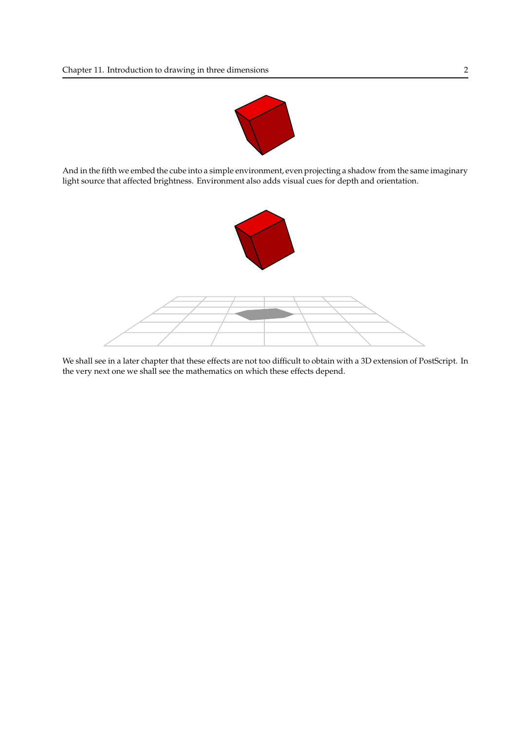And in the fifth we embed the cube into a simple environment, even projecting a shadow from the same imaginary light source that affected brightness. Environment also adds visual cues for depth and orientation.

We shall see in a later chapter that these effects are not too difficult to obtain with a 3D extension of PostScript. In the very next one we shall see the mathematics on which these effects depend.